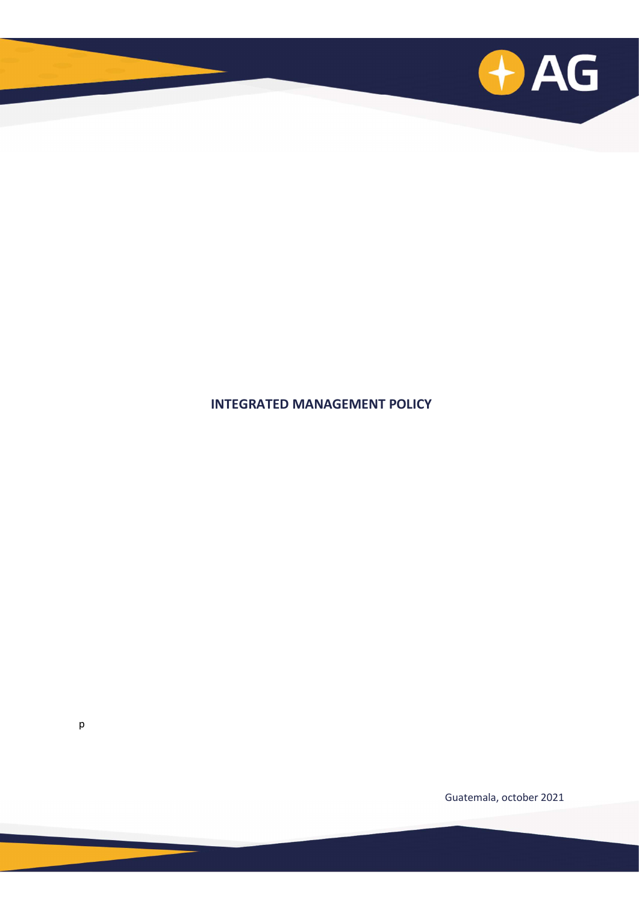# INTEGRATED MANAGEMENT POLICY

p

Guatemala, october 2021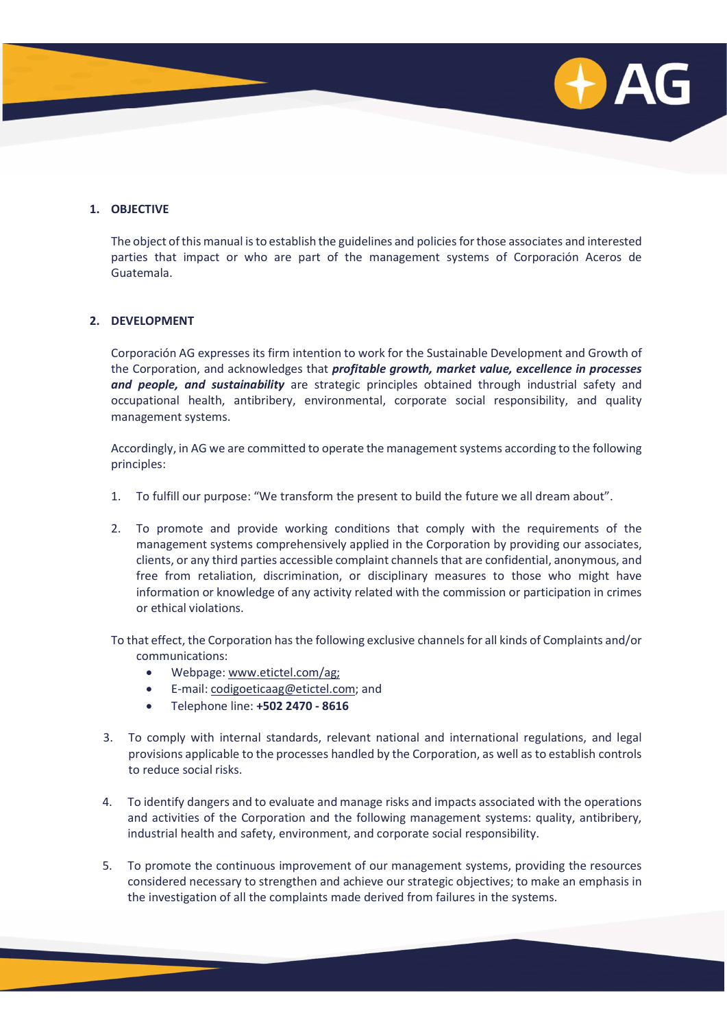## 1. OBJECTIVE

The object of this manual is to establish the guidelines and policies for those associates and interested parties that impact or who are part of the management systems of Corporación Aceros de Guatemala.

## 2. DEVELOPMENT

Corporación AG expresses its firm intention to work for the Sustainable Development and Growth of the Corporation, and acknowledges that ***profitable growth, market value, excellence in processes and people, and sustainability*** are strategic principles obtained through industrial safety and occupational health, antibribery, environmental, corporate social responsibility, and quality management systems.

Accordingly, in AG we are committed to operate the management systems according to the following principles:

1. To fulfill our purpose: "We transform the present to build the future we all dream about".

2. To promote and provide working conditions that comply with the requirements of the management systems comprehensively applied in the Corporation by providing our associates, clients, or any third parties accessible complaint channels that are confidential, anonymous, and free from retaliation, discrimination, or disciplinary measures to those who might have information or knowledge of any activity related with the commission or participation in crimes or ethical violations.

   To that effect, the Corporation has the following exclusive channels for all kinds of Complaints and/or communications:

   - Webpage: www.etictel.com/ag;
   - E-mail: codigoeticaag@etictel.com; and
   - Telephone line: **+502 2470 - 8616**

3. To comply with internal standards, relevant national and international regulations, and legal provisions applicable to the processes handled by the Corporation, as well as to establish controls to reduce social risks.

4. To identify dangers and to evaluate and manage risks and impacts associated with the operations and activities of the Corporation and the following management systems: quality, antibribery, industrial health and safety, environment, and corporate social responsibility.

5. To promote the continuous improvement of our management systems, providing the resources considered necessary to strengthen and achieve our strategic objectives; to make an emphasis in the investigation of all the complaints made derived from failures in the systems.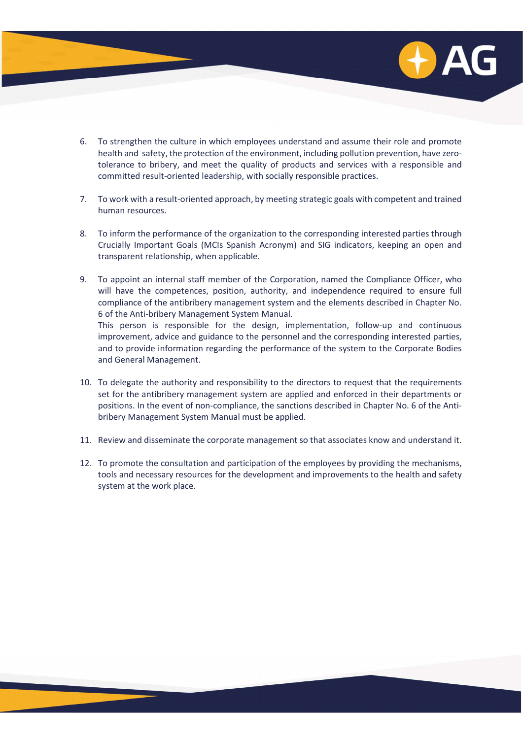6. To strengthen the culture in which employees understand and assume their role and promote health and safety, the protection of the environment, including pollution prevention, have zero-tolerance to bribery, and meet the quality of products and services with a responsible and committed result-oriented leadership, with socially responsible practices.

7. To work with a result-oriented approach, by meeting strategic goals with competent and trained human resources.

8. To inform the performance of the organization to the corresponding interested parties through Crucially Important Goals (MCIs Spanish Acronym) and SIG indicators, keeping an open and transparent relationship, when applicable.

9. To appoint an internal staff member of the Corporation, named the Compliance Officer, who will have the competences, position, authority, and independence required to ensure full compliance of the antibribery management system and the elements described in Chapter No. 6 of the Anti-bribery Management System Manual.
   This person is responsible for the design, implementation, follow-up and continuous improvement, advice and guidance to the personnel and the corresponding interested parties, and to provide information regarding the performance of the system to the Corporate Bodies and General Management.

10. To delegate the authority and responsibility to the directors to request that the requirements set for the antibribery management system are applied and enforced in their departments or positions. In the event of non-compliance, the sanctions described in Chapter No. 6 of the Anti-bribery Management System Manual must be applied.

11. Review and disseminate the corporate management so that associates know and understand it.

12. To promote the consultation and participation of the employees by providing the mechanisms, tools and necessary resources for the development and improvements to the health and safety system at the work place.